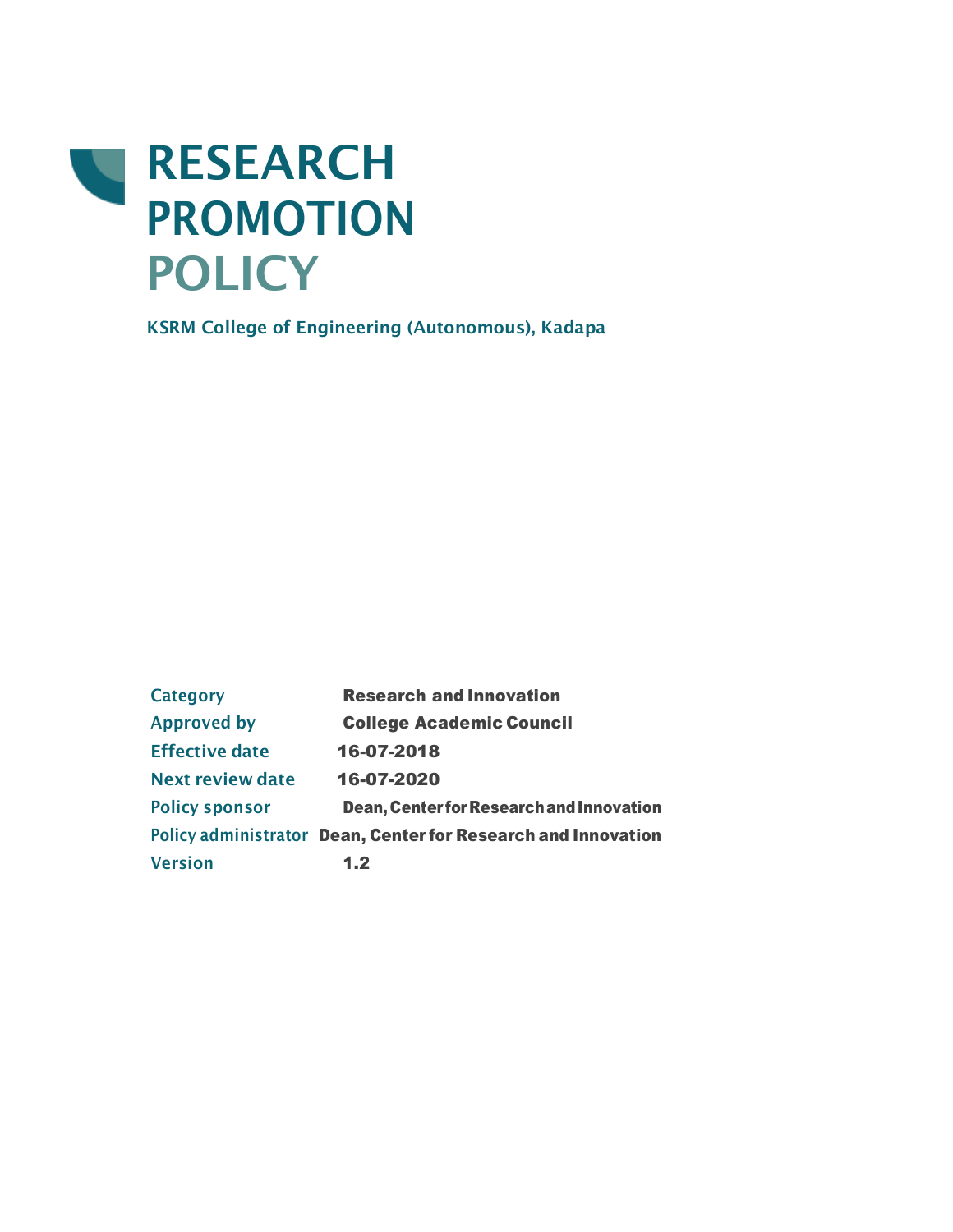# RESEARCH PROMOTION POLICY

**KSRM College of Engineering (Autonomous), Kadapa**

| | |
|---|---|
| Category | **Research and Innovation** |
| Approved by | **College Academic Council** |
| Effective date | **16-07-2018** |
| Next review date | **16-07-2020** |
| Policy sponsor | **Dean, Center for Research and Innovation** |
| Policy administrator | **Dean, Center for Research and Innovation** |
| Version | **1.2** |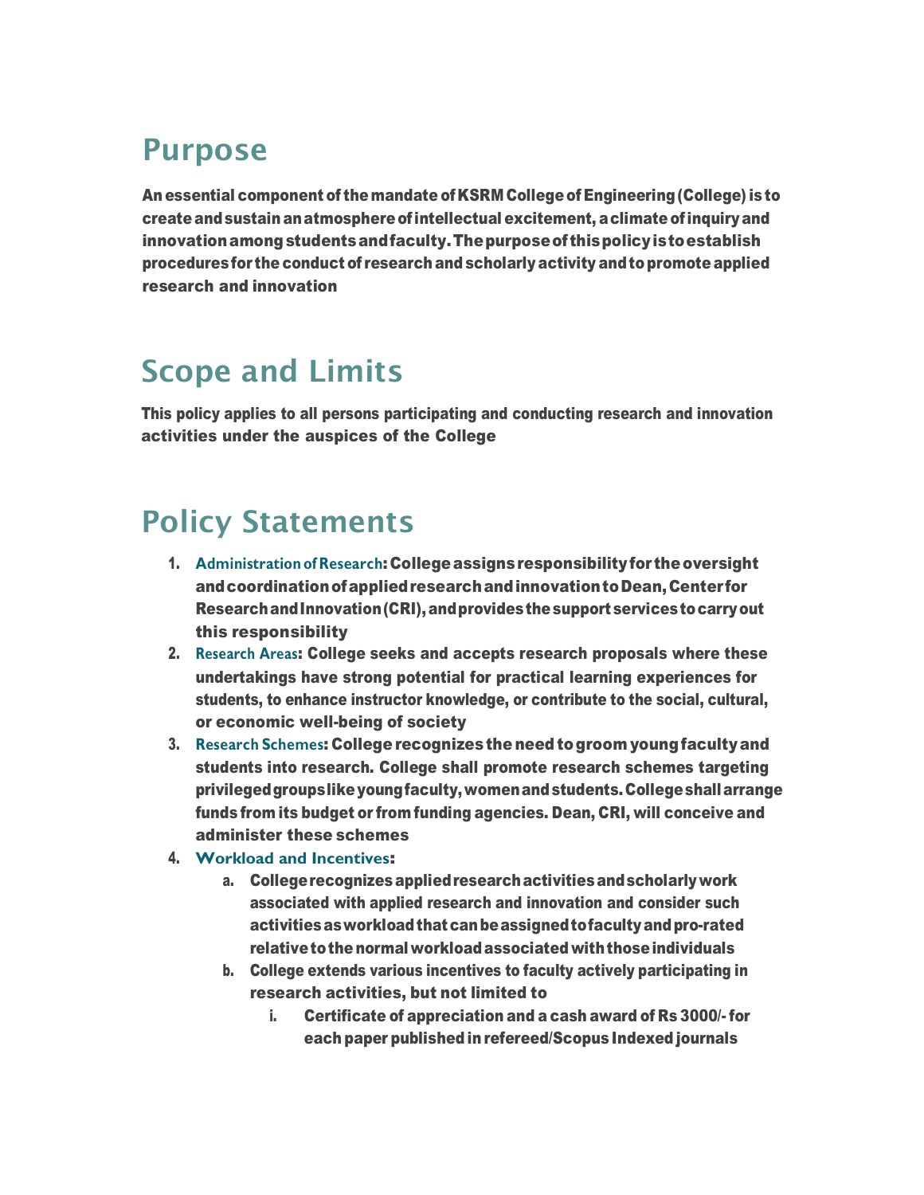## Purpose

An essential component of the mandate of KSRM College of Engineering (College) is to create and sustain an atmosphere of intellectual excitement, a climate of inquiry and innovation among students and faculty. The purpose of this policy is to establish procedures for the conduct of research and scholarly activity and to promote applied research and innovation

## Scope and Limits

This policy applies to all persons participating and conducting research and innovation activities under the auspices of the College

## Policy Statements

1. **Administration of Research**: College assigns responsibility for the oversight and coordination of applied research and innovation to Dean, Center for Research and Innovation (CRI), and provides the support services to carry out this responsibility
2. **Research Areas**: College seeks and accepts research proposals where these undertakings have strong potential for practical learning experiences for students, to enhance instructor knowledge, or contribute to the social, cultural, or economic well-being of society
3. **Research Schemes**: College recognizes the need to groom young faculty and students into research. College shall promote research schemes targeting privileged groups like young faculty, women and students. College shall arrange funds from its budget or from funding agencies. Dean, CRI, will conceive and administer these schemes
4. **Workload and Incentives**:
    a. College recognizes applied research activities and scholarly work associated with applied research and innovation and consider such activities as workload that can be assigned to faculty and pro-rated relative to the normal workload associated with those individuals
    b. College extends various incentives to faculty actively participating in research activities, but not limited to
        i. Certificate of appreciation and a cash award of Rs 3000/- for each paper published in refereed/Scopus Indexed journals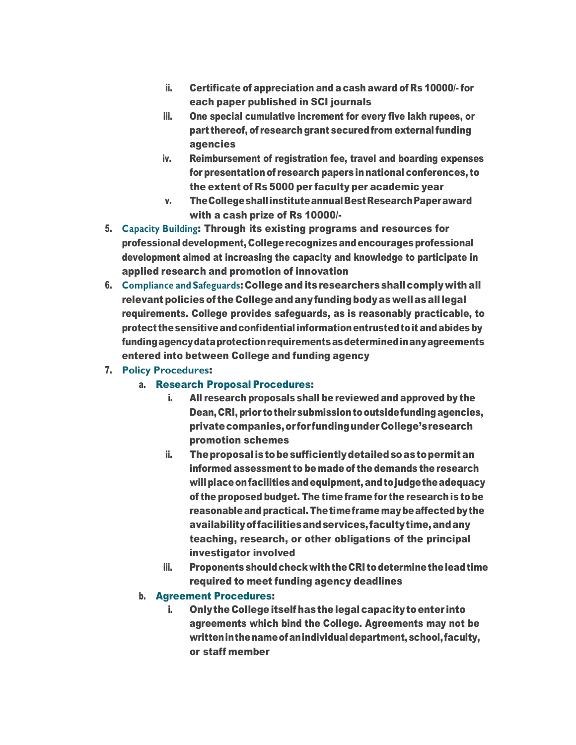ii. Certificate of appreciation and a cash award of Rs 10000/- for each paper published in SCI journals
   iii. One special cumulative increment for every five lakh rupees, or part thereof, of research grant secured from external funding agencies
   iv. Reimbursement of registration fee, travel and boarding expenses for presentation of research papers in national conferences, to the extent of Rs 5000 per faculty per academic year
   v. The College shall institute annual Best Research Paper award with a cash prize of Rs 10000/-

5. **Capacity Building**: Through its existing programs and resources for professional development, College recognizes and encourages professional development aimed at increasing the capacity and knowledge to participate in applied research and promotion of innovation
6. **Compliance and Safeguards**: College and its researchers shall comply with all relevant policies of the College and any funding body as well as all legal requirements. College provides safeguards, as is reasonably practicable, to protect the sensitive and confidential information entrusted to it and abides by funding agency data protection requirements as determined in any agreements entered into between College and funding agency
7. **Policy Procedures**:
   a. **Research Proposal Procedures**:
      i. All research proposals shall be reviewed and approved by the Dean, CRI, prior to their submission to outside funding agencies, private companies, or for funding under College's research promotion schemes
      ii. The proposal is to be sufficiently detailed so as to permit an informed assessment to be made of the demands the research will place on facilities and equipment, and to judge the adequacy of the proposed budget. The time frame for the research is to be reasonable and practical. The time frame may be affected by the availability of facilities and services, faculty time, and any teaching, research, or other obligations of the principal investigator involved
      iii. Proponents should check with the CRI to determine the lead time required to meet funding agency deadlines

   b. **Agreement Procedures**:
      i. Only the College itself has the legal capacity to enter into agreements which bind the College. Agreements may not be written in the name of an individual department, school, faculty, or staff member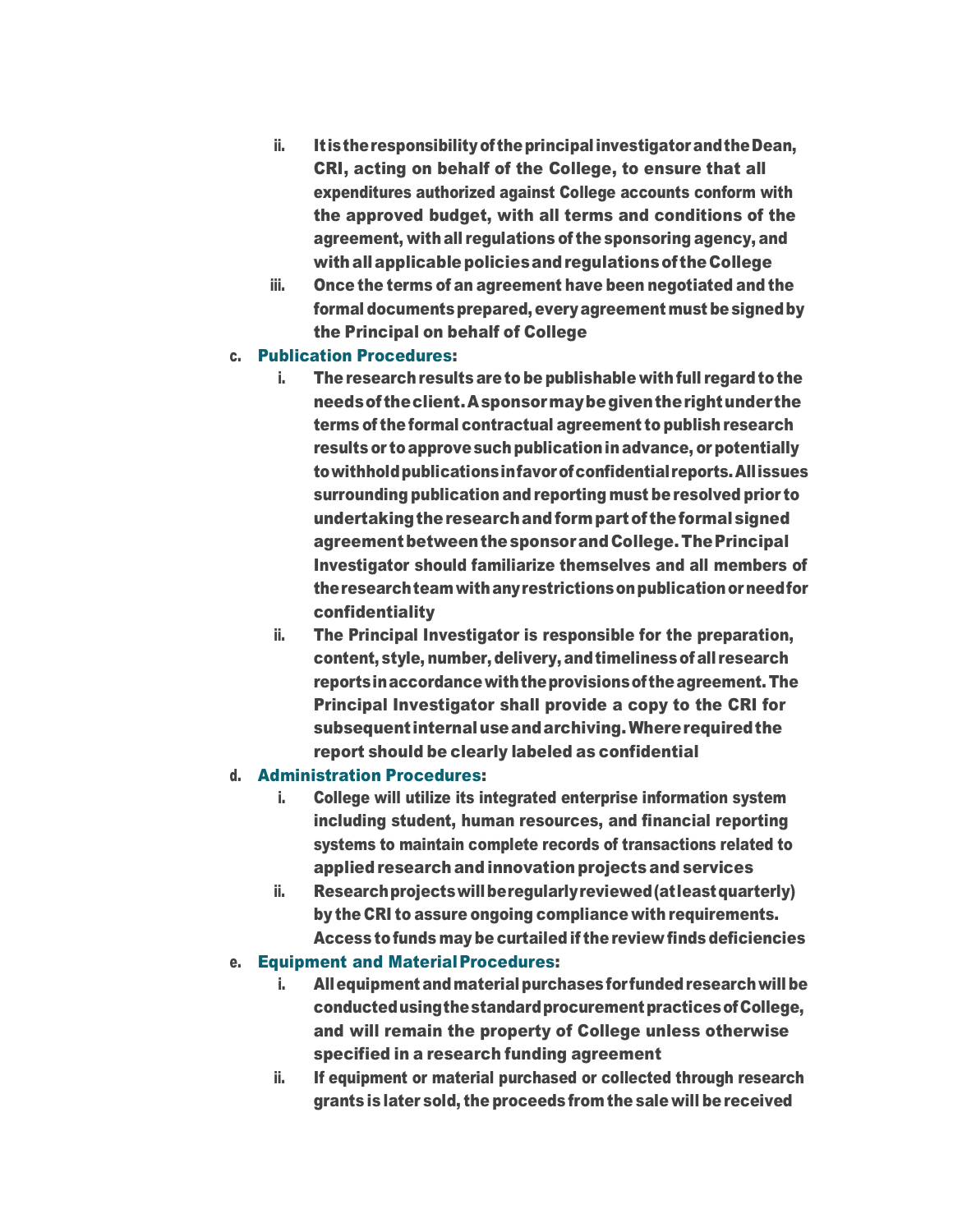ii. It is the responsibility of the principal investigator and the Dean, CRI, acting on behalf of the College, to ensure that all expenditures authorized against College accounts conform with the approved budget, with all terms and conditions of the agreement, with all regulations of the sponsoring agency, and with all applicable policies and regulations of the College

iii. Once the terms of an agreement have been negotiated and the formal documents prepared, every agreement must be signed by the Principal on behalf of College

c. **Publication Procedures**:

i. The research results are to be publishable with full regard to the needs of the client. A sponsor may be given the right under the terms of the formal contractual agreement to publish research results or to approve such publication in advance, or potentially to withhold publications in favor of confidential reports. All issues surrounding publication and reporting must be resolved prior to undertaking the research and form part of the formal signed agreement between the sponsor and College. The Principal Investigator should familiarize themselves and all members of the research team with any restrictions on publication or need for confidentiality

ii. The Principal Investigator is responsible for the preparation, content, style, number, delivery, and timeliness of all research reports in accordance with the provisions of the agreement. The Principal Investigator shall provide a copy to the CRI for subsequent internal use and archiving. Where required the report should be clearly labeled as confidential

d. **Administration Procedures**:

i. College will utilize its integrated enterprise information system including student, human resources, and financial reporting systems to maintain complete records of transactions related to applied research and innovation projects and services

ii. Research projects will be regularly reviewed (at least quarterly) by the CRI to assure ongoing compliance with requirements. Access to funds may be curtailed if the review finds deficiencies

e. **Equipment and Material Procedures**:

i. All equipment and material purchases for funded research will be conducted using the standard procurement practices of College, and will remain the property of College unless otherwise specified in a research funding agreement

ii. If equipment or material purchased or collected through research grants is later sold, the proceeds from the sale will be received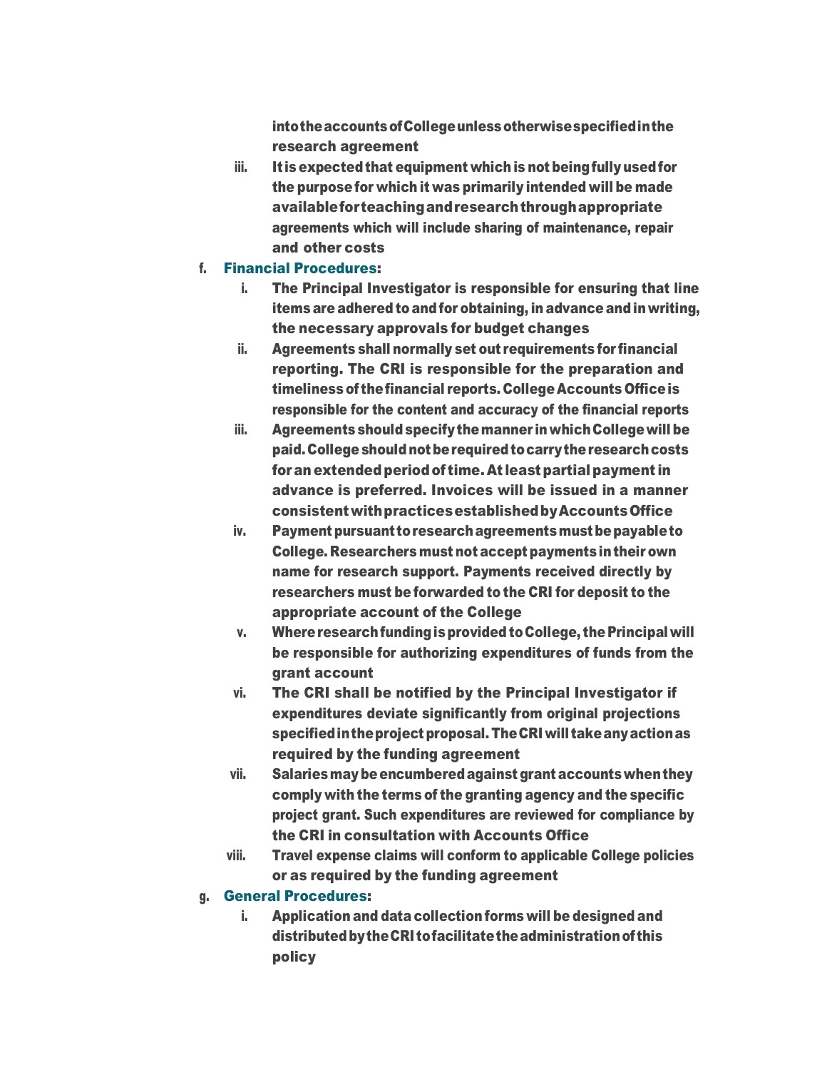into the accounts of College unless otherwise specified in the research agreement

   iii. It is expected that equipment which is not being fully used for the purpose for which it was primarily intended will be made available for teaching and research through appropriate agreements which will include sharing of maintenance, repair and other costs

f. **Financial Procedures**:
   i. The Principal Investigator is responsible for ensuring that line items are adhered to and for obtaining, in advance and in writing, the necessary approvals for budget changes
   ii. Agreements shall normally set out requirements for financial reporting. The CRI is responsible for the preparation and timeliness of the financial reports. College Accounts Office is responsible for the content and accuracy of the financial reports
   iii. Agreements should specify the manner in which College will be paid. College should not be required to carry the research costs for an extended period of time. At least partial payment in advance is preferred. Invoices will be issued in a manner consistent with practices established by Accounts Office
   iv. Payment pursuant to research agreements must be payable to College. Researchers must not accept payments in their own name for research support. Payments received directly by researchers must be forwarded to the CRI for deposit to the appropriate account of the College
   v. Where research funding is provided to College, the Principal will be responsible for authorizing expenditures of funds from the grant account
   vi. The CRI shall be notified by the Principal Investigator if expenditures deviate significantly from original projections specified in the project proposal. The CRI will take any action as required by the funding agreement
   vii. Salaries may be encumbered against grant accounts when they comply with the terms of the granting agency and the specific project grant. Such expenditures are reviewed for compliance by the CRI in consultation with Accounts Office
   viii. Travel expense claims will conform to applicable College policies or as required by the funding agreement

g. **General Procedures**:
   i. Application and data collection forms will be designed and distributed by the CRI to facilitate the administration of this policy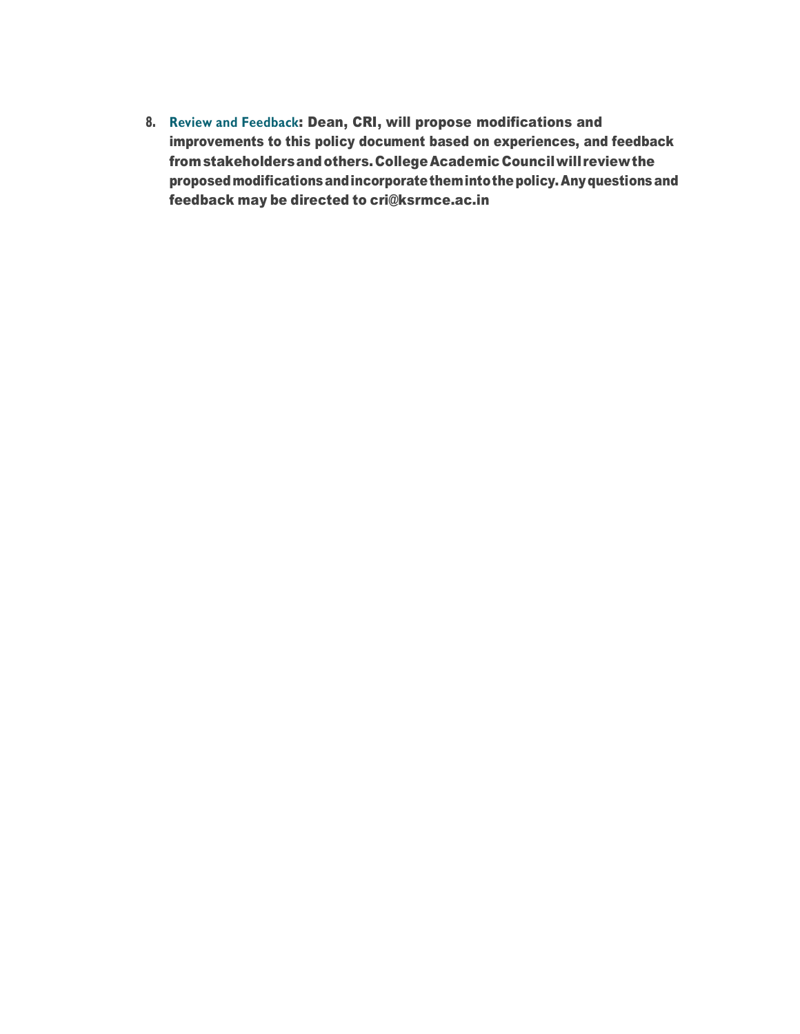8. **Review and Feedback**: Dean, CRI, will propose modifications and improvements to this policy document based on experiences, and feedback from stakeholders and others. College Academic Council will review the proposed modifications and incorporate them into the policy. Any questions and feedback may be directed to cri@ksrmce.ac.in